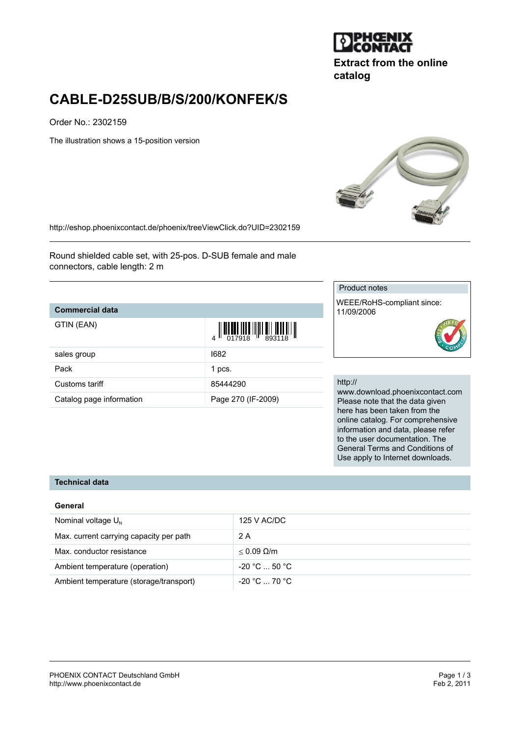Extract from the online catalog

# CABLE-D25SUB/B/S/200/KONFEK/S

Order No.: 2302159

The illustration shows a 15-position version

http://eshop.phoenixcontact.de/phoenix/treeViewClick.do?UID=2302159

Round shielded cable set, with 25-pos. D-SUB female and male connectors, cable length: 2 m

## Commercial data

| Commercial data | |
|---|---|
| GTIN (EAN) | 4 017918 893118 |
| sales group | I682 |
| Pack | 1 pcs. |
| Customs tariff | 85444290 |
| Catalog page information | Page 270 (IF-2009) |

Product notes

WEEE/RoHS-compliant since: 11/09/2006

http://www.download.phoenixcontact.com Please note that the data given here has been taken from the online catalog. For comprehensive information and data, please refer to the user documentation. The General Terms and Conditions of Use apply to Internet downloads.

## Technical data

### General

| | |
|---|---|
| Nominal voltage $U_N$ | 125 V AC/DC |
| Max. current carrying capacity per path | 2 A |
| Max. conductor resistance | ≤ 0.09 Ω/m |
| Ambient temperature (operation) | -20 °C ... 50 °C |
| Ambient temperature (storage/transport) | -20 °C ... 70 °C |

PHOENIX CONTACT Deutschland GmbH
http://www.phoenixcontact.de

Feb 2, 2011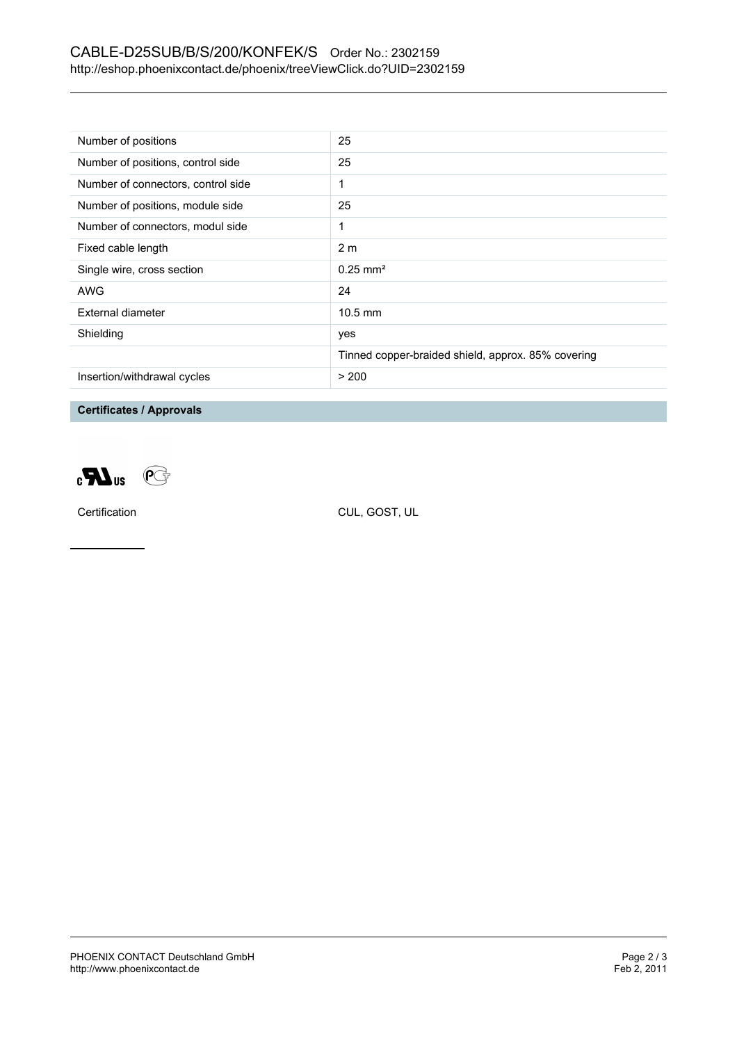| | |
|---|---|
| Number of positions | 25 |
| Number of positions, control side | 25 |
| Number of connectors, control side | 1 |
| Number of positions, module side | 25 |
| Number of connectors, modul side | 1 |
| Fixed cable length | 2 m |
| Single wire, cross section | 0.25 mm² |
| AWG | 24 |
| External diameter | 10.5 mm |
| Shielding | yes |
| | Tinned copper-braided shield, approx. 85% covering |
| Insertion/withdrawal cycles | > 200 |

## Certificates / Approvals

| | |
|---|---|
| Certification | CUL, GOST, UL |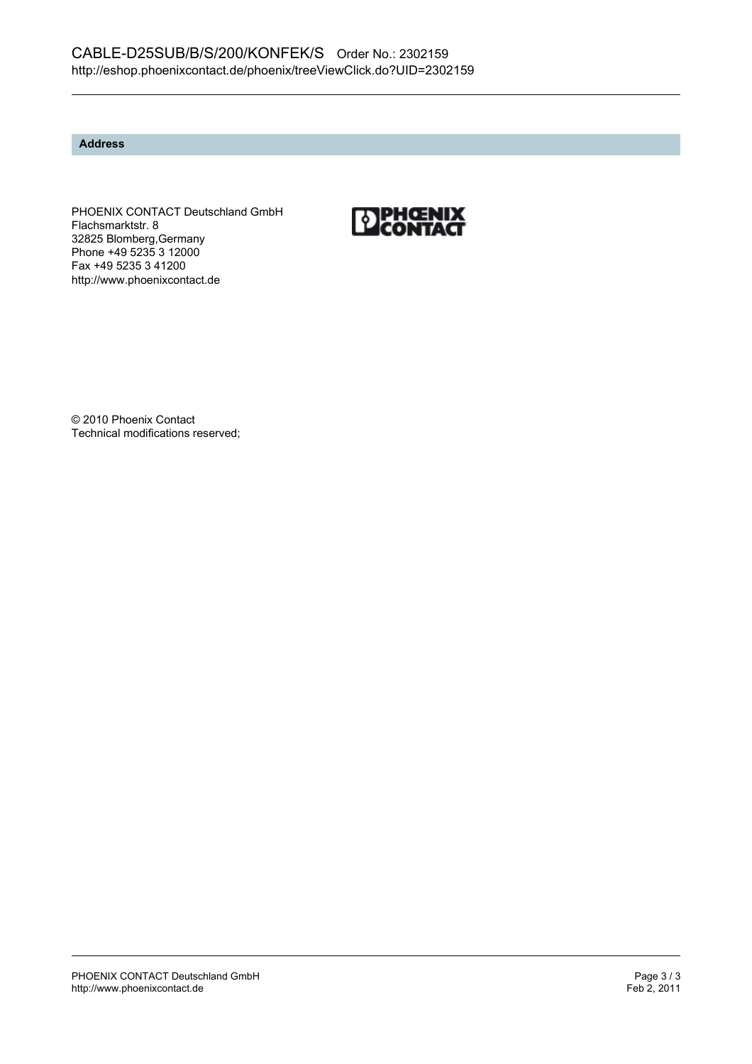## Address

PHOENIX CONTACT Deutschland GmbH
Flachsmarktstr. 8
32825 Blomberg,Germany
Phone +49 5235 3 12000
Fax +49 5235 3 41200
http://www.phoenixcontact.de

© 2010 Phoenix Contact
Technical modifications reserved;